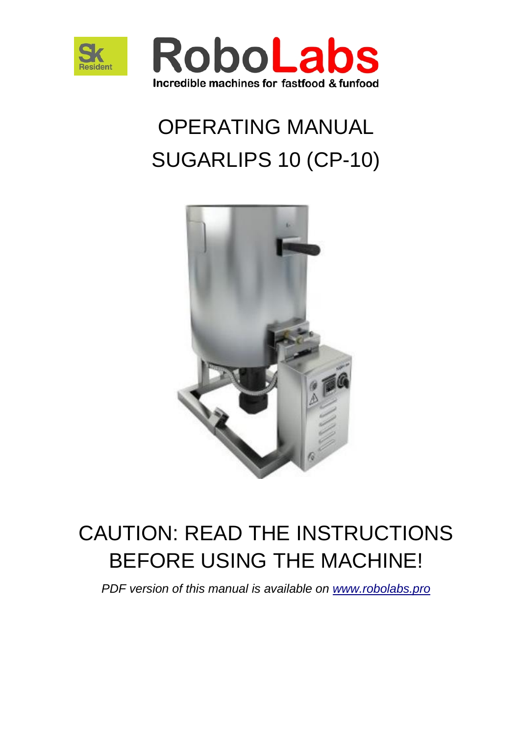Sk Resident

# RoboLabs

Incredible machines for fastfood & funfood

# OPERATING MANUAL
# SUGARLIPS 10 (CP-10)

## CAUTION: READ THE INSTRUCTIONS BEFORE USING THE MACHINE!

*PDF version of this manual is available on [www.robolabs.pro](www.robolabs.pro)*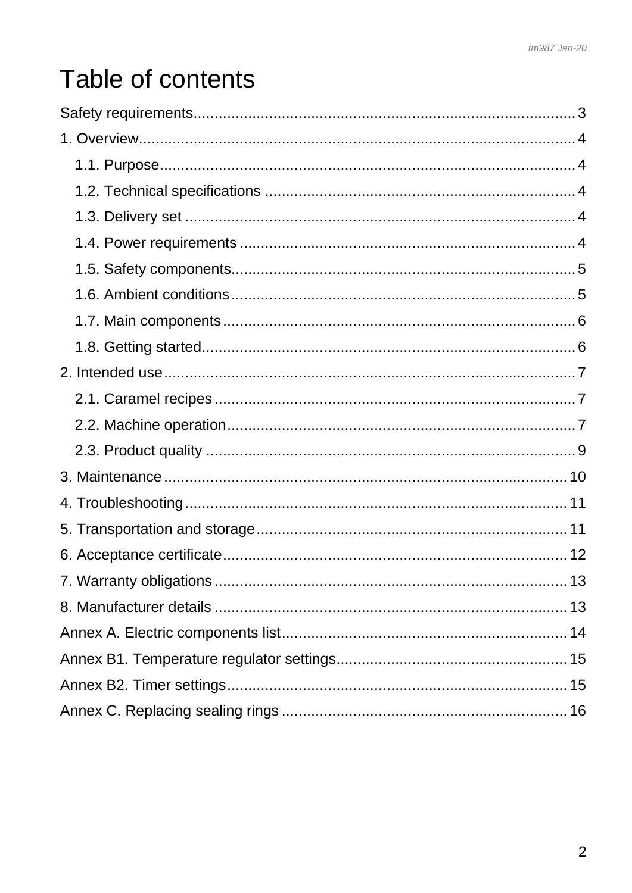# Table of contents

Safety requirements ........ 3

1. Overview ........ 4
   - 1.1. Purpose ........ 4
   - 1.2. Technical specifications ........ 4
   - 1.3. Delivery set ........ 4
   - 1.4. Power requirements ........ 4
   - 1.5. Safety components ........ 5
   - 1.6. Ambient conditions ........ 5
   - 1.7. Main components ........ 6
   - 1.8. Getting started ........ 6
2. Intended use ........ 7
   - 2.1. Caramel recipes ........ 7
   - 2.2. Machine operation ........ 7
   - 2.3. Product quality ........ 9
3. Maintenance ........ 10
4. Troubleshooting ........ 11
5. Transportation and storage ........ 11
6. Acceptance certificate ........ 12
7. Warranty obligations ........ 13
8. Manufacturer details ........ 13

Annex A. Electric components list ........ 14

Annex B1. Temperature regulator settings ........ 15

Annex B2. Timer settings ........ 15

Annex C. Replacing sealing rings ........ 16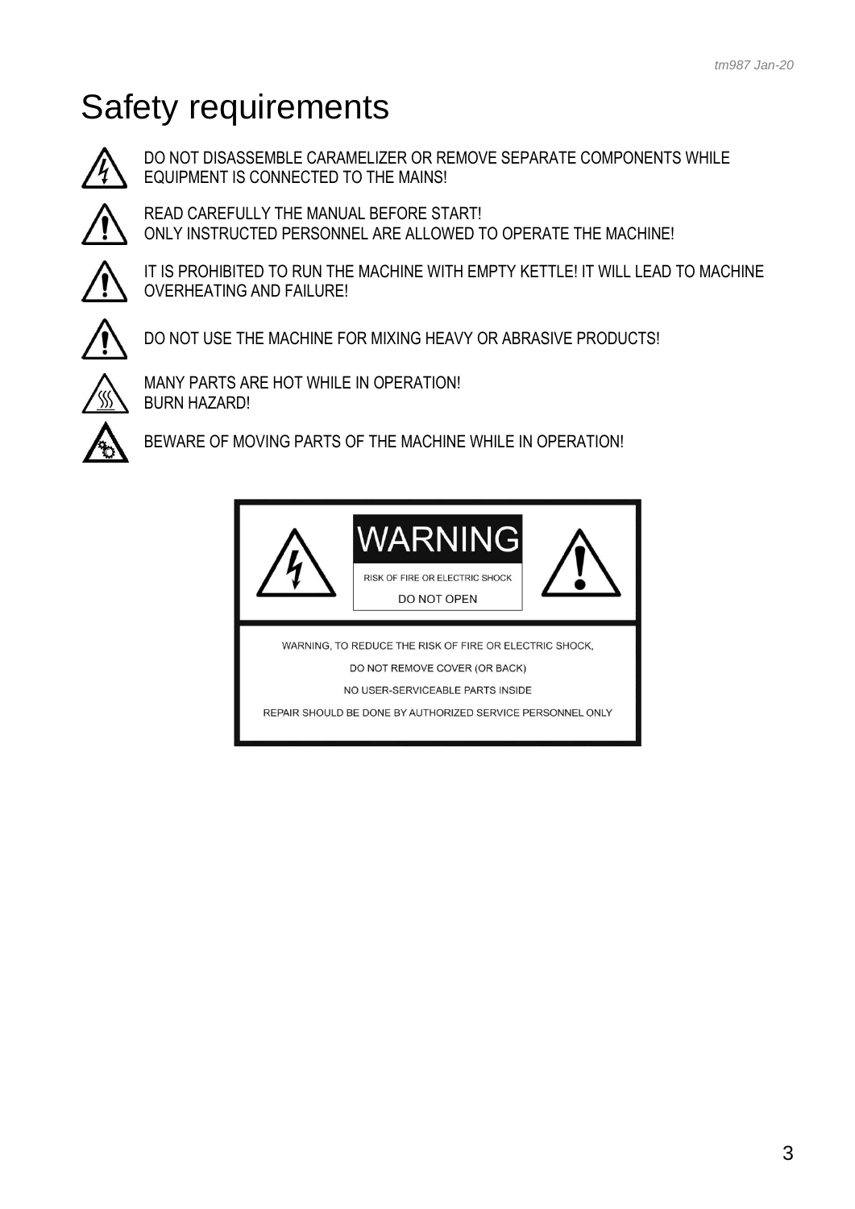# Safety requirements

DO NOT DISASSEMBLE CARAMELIZER OR REMOVE SEPARATE COMPONENTS WHILE EQUIPMENT IS CONNECTED TO THE MAINS!

READ CAREFULLY THE MANUAL BEFORE START!
ONLY INSTRUCTED PERSONNEL ARE ALLOWED TO OPERATE THE MACHINE!

IT IS PROHIBITED TO RUN THE MACHINE WITH EMPTY KETTLE! IT WILL LEAD TO MACHINE OVERHEATING AND FAILURE!

DO NOT USE THE MACHINE FOR MIXING HEAVY OR ABRASIVE PRODUCTS!

MANY PARTS ARE HOT WHILE IN OPERATION!
BURN HAZARD!

BEWARE OF MOVING PARTS OF THE MACHINE WHILE IN OPERATION!

**WARNING**

RISK OF FIRE OR ELECTRIC SHOCK

DO NOT OPEN

WARNING, TO REDUCE THE RISK OF FIRE OR ELECTRIC SHOCK,

DO NOT REMOVE COVER (OR BACK)

NO USER-SERVICEABLE PARTS INSIDE

REPAIR SHOULD BE DONE BY AUTHORIZED SERVICE PERSONNEL ONLY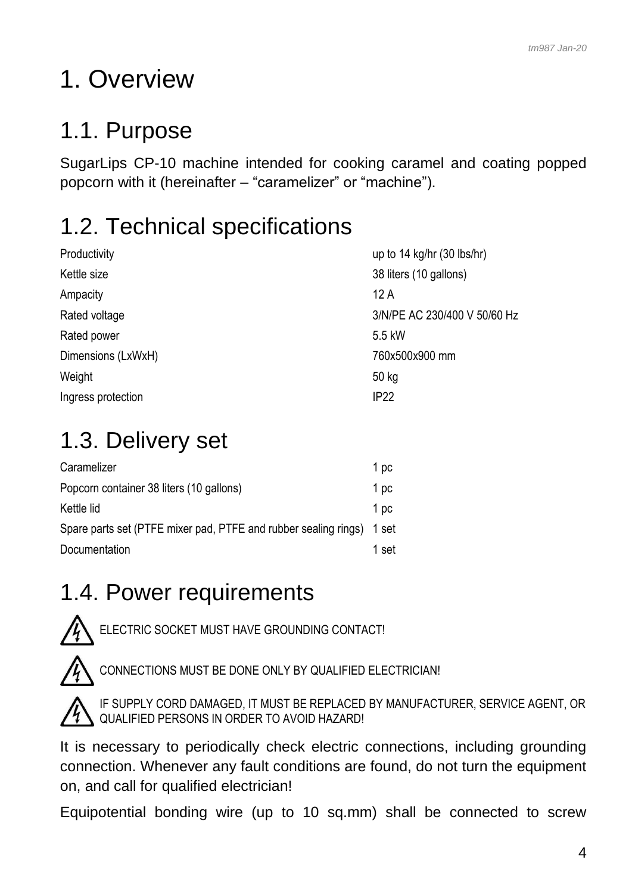# 1. Overview

## 1.1. Purpose

SugarLips CP-10 machine intended for cooking caramel and coating popped popcorn with it (hereinafter – “caramelizer” or “machine”).

## 1.2. Technical specifications

| | |
|---|---|
| Productivity | up to 14 kg/hr (30 lbs/hr) |
| Kettle size | 38 liters (10 gallons) |
| Ampacity | 12 A |
| Rated voltage | 3/N/PE AC 230/400 V 50/60 Hz |
| Rated power | 5.5 kW |
| Dimensions (LxWxH) | 760x500x900 mm |
| Weight | 50 kg |
| Ingress protection | IP22 |

## 1.3. Delivery set

| | |
|---|---|
| Caramelizer | 1 pc |
| Popcorn container 38 liters (10 gallons) | 1 pc |
| Kettle lid | 1 pc |
| Spare parts set (PTFE mixer pad, PTFE and rubber sealing rings) | 1 set |
| Documentation | 1 set |

## 1.4. Power requirements

ELECTRIC SOCKET MUST HAVE GROUNDING CONTACT!

CONNECTIONS MUST BE DONE ONLY BY QUALIFIED ELECTRICIAN!

IF SUPPLY CORD DAMAGED, IT MUST BE REPLACED BY MANUFACTURER, SERVICE AGENT, OR QUALIFIED PERSONS IN ORDER TO AVOID HAZARD!

It is necessary to periodically check electric connections, including grounding connection. Whenever any fault conditions are found, do not turn the equipment on, and call for qualified electrician!

Equipotential bonding wire (up to 10 sq.mm) shall be connected to screw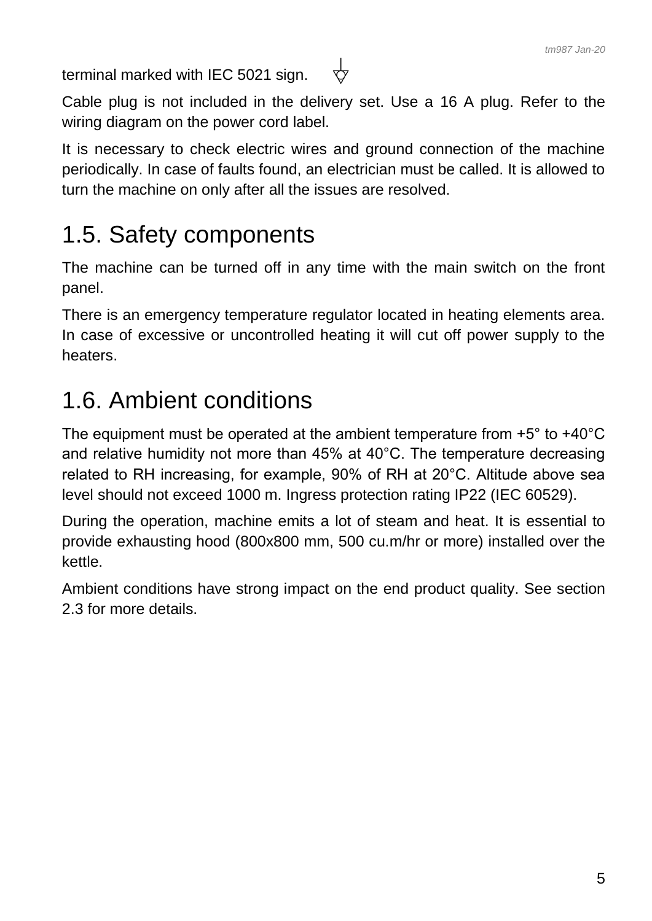terminal marked with IEC 5021 sign.

Cable plug is not included in the delivery set. Use a 16 A plug. Refer to the wiring diagram on the power cord label.

It is necessary to check electric wires and ground connection of the machine periodically. In case of faults found, an electrician must be called. It is allowed to turn the machine on only after all the issues are resolved.

## 1.5. Safety components

The machine can be turned off in any time with the main switch on the front panel.

There is an emergency temperature regulator located in heating elements area. In case of excessive or uncontrolled heating it will cut off power supply to the heaters.

## 1.6. Ambient conditions

The equipment must be operated at the ambient temperature from +5° to +40°C and relative humidity not more than 45% at 40°C. The temperature decreasing related to RH increasing, for example, 90% of RH at 20°C. Altitude above sea level should not exceed 1000 m. Ingress protection rating IP22 (IEC 60529).

During the operation, machine emits a lot of steam and heat. It is essential to provide exhausting hood (800x800 mm, 500 cu.m/hr or more) installed over the kettle.

Ambient conditions have strong impact on the end product quality. See section 2.3 for more details.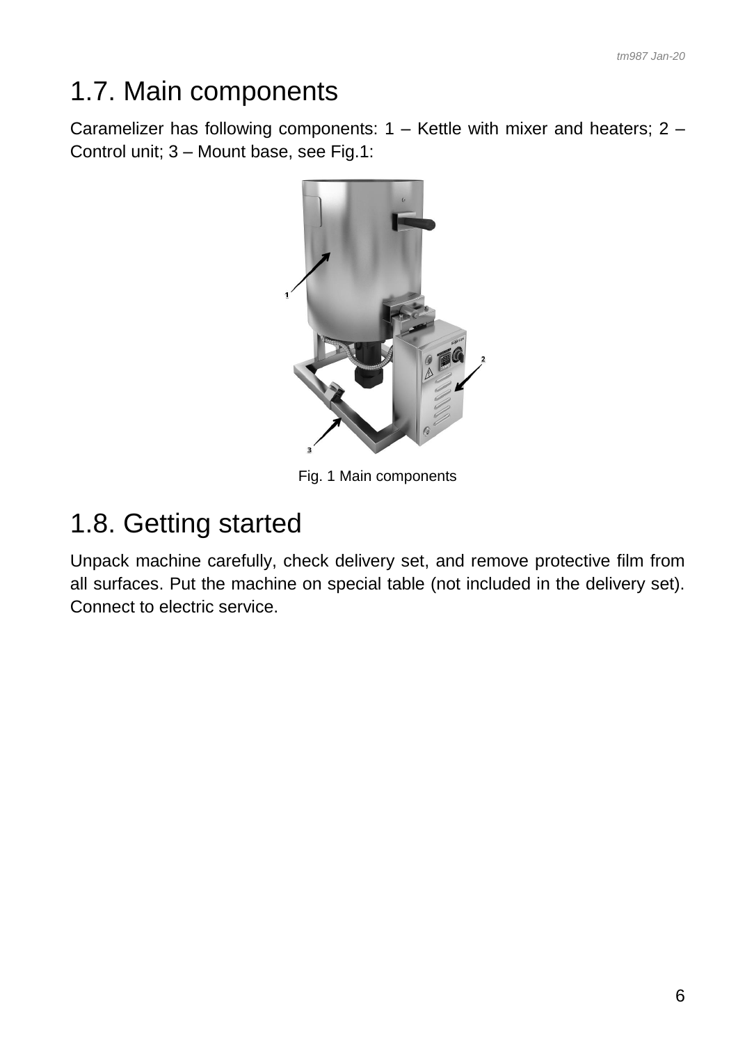## 1.7. Main components

Caramelizer has following components: 1 – Kettle with mixer and heaters; 2 – Control unit; 3 – Mount base, see Fig.1:

Fig. 1 Main components

## 1.8. Getting started

Unpack machine carefully, check delivery set, and remove protective film from all surfaces. Put the machine on special table (not included in the delivery set). Connect to electric service.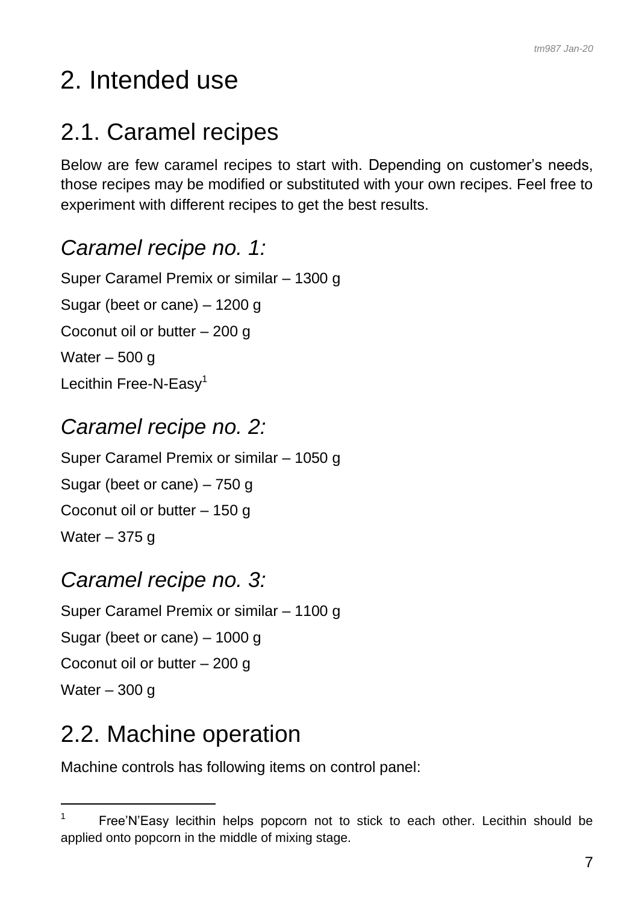# 2. Intended use

## 2.1. Caramel recipes

Below are few caramel recipes to start with. Depending on customer's needs, those recipes may be modified or substituted with your own recipes. Feel free to experiment with different recipes to get the best results.

### *Caramel recipe no. 1:*

Super Caramel Premix or similar – 1300 g

Sugar (beet or cane) – 1200 g

Coconut oil or butter – 200 g

Water – 500 g

Lecithin Free-N-Easy[1]

### *Caramel recipe no. 2:*

Super Caramel Premix or similar – 1050 g

Sugar (beet or cane) – 750 g

Coconut oil or butter – 150 g

Water – 375 g

### *Caramel recipe no. 3:*

Super Caramel Premix or similar – 1100 g

Sugar (beet or cane) – 1000 g

Coconut oil or butter – 200 g

Water – 300 g

## 2.2. Machine operation

Machine controls has following items on control panel:

---

[1] Free'N'Easy lecithin helps popcorn not to stick to each other. Lecithin should be applied onto popcorn in the middle of mixing stage.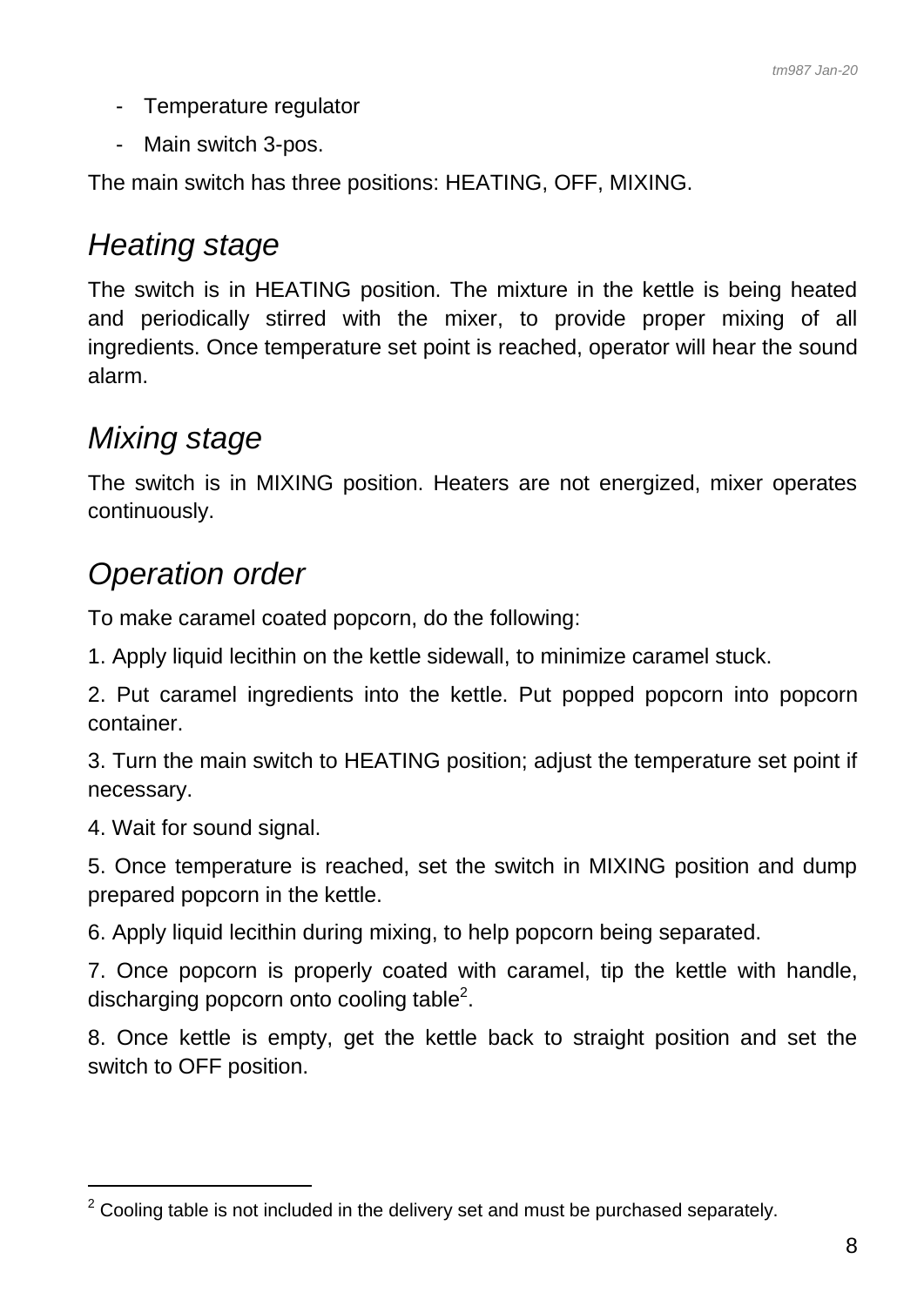- Temperature regulator
- Main switch 3-pos.

The main switch has three positions: HEATING, OFF, MIXING.

## *Heating stage*

The switch is in HEATING position. The mixture in the kettle is being heated and periodically stirred with the mixer, to provide proper mixing of all ingredients. Once temperature set point is reached, operator will hear the sound alarm.

## *Mixing stage*

The switch is in MIXING position. Heaters are not energized, mixer operates continuously.

## *Operation order*

To make caramel coated popcorn, do the following:

1. Apply liquid lecithin on the kettle sidewall, to minimize caramel stuck.
2. Put caramel ingredients into the kettle. Put popped popcorn into popcorn container.
3. Turn the main switch to HEATING position; adjust the temperature set point if necessary.
4. Wait for sound signal.
5. Once temperature is reached, set the switch in MIXING position and dump prepared popcorn in the kettle.
6. Apply liquid lecithin during mixing, to help popcorn being separated.
7. Once popcorn is properly coated with caramel, tip the kettle with handle, discharging popcorn onto cooling table[2].
8. Once kettle is empty, get the kettle back to straight position and set the switch to OFF position.

---

[2] Cooling table is not included in the delivery set and must be purchased separately.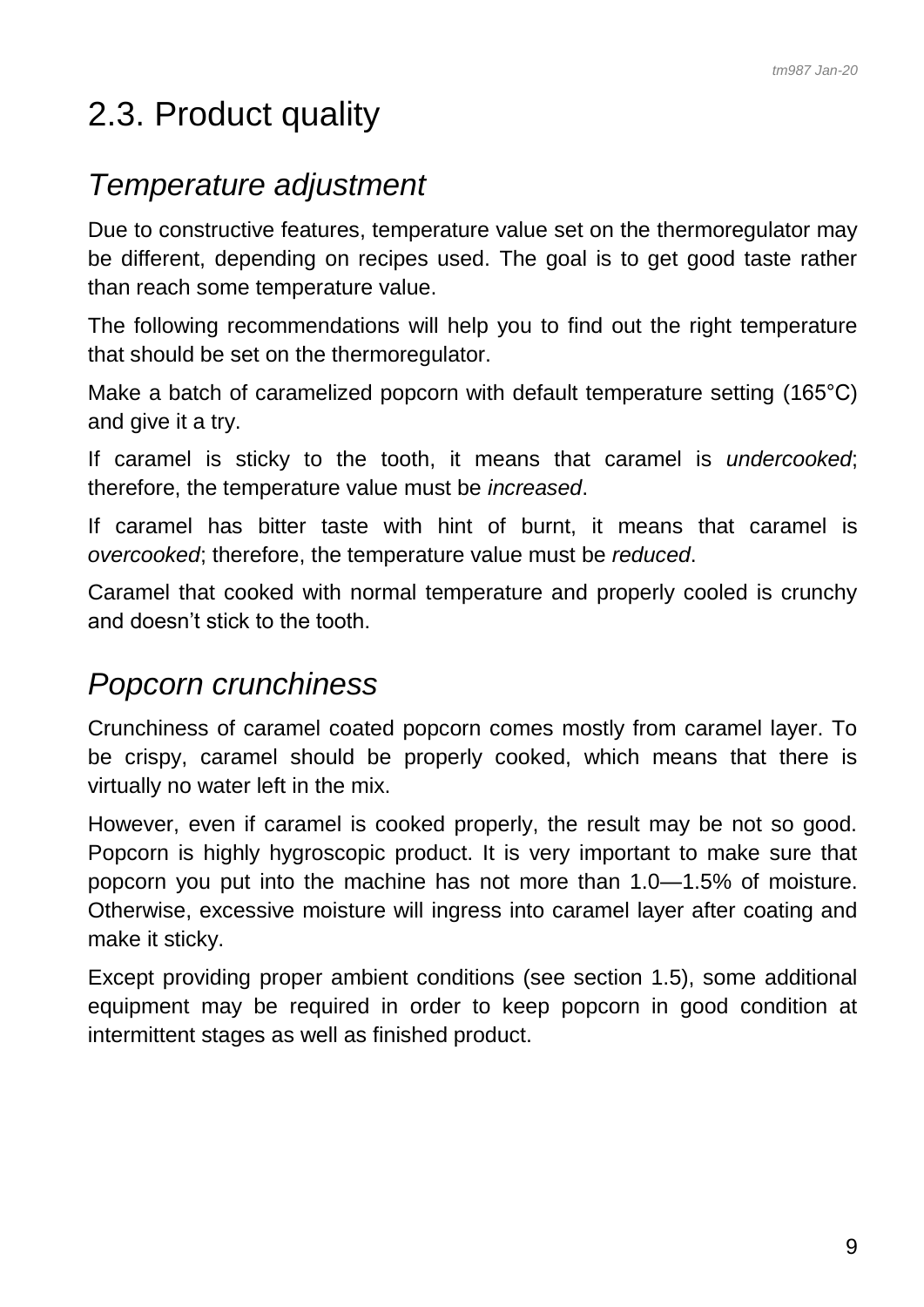## 2.3. Product quality

### *Temperature adjustment*

Due to constructive features, temperature value set on the thermoregulator may be different, depending on recipes used. The goal is to get good taste rather than reach some temperature value.

The following recommendations will help you to find out the right temperature that should be set on the thermoregulator.

Make a batch of caramelized popcorn with default temperature setting (165°C) and give it a try.

If caramel is sticky to the tooth, it means that caramel is *undercooked*; therefore, the temperature value must be *increased*.

If caramel has bitter taste with hint of burnt, it means that caramel is *overcooked*; therefore, the temperature value must be *reduced*.

Caramel that cooked with normal temperature and properly cooled is crunchy and doesn't stick to the tooth.

### *Popcorn crunchiness*

Crunchiness of caramel coated popcorn comes mostly from caramel layer. To be crispy, caramel should be properly cooked, which means that there is virtually no water left in the mix.

However, even if caramel is cooked properly, the result may be not so good. Popcorn is highly hygroscopic product. It is very important to make sure that popcorn you put into the machine has not more than 1.0—1.5% of moisture. Otherwise, excessive moisture will ingress into caramel layer after coating and make it sticky.

Except providing proper ambient conditions (see section 1.5), some additional equipment may be required in order to keep popcorn in good condition at intermittent stages as well as finished product.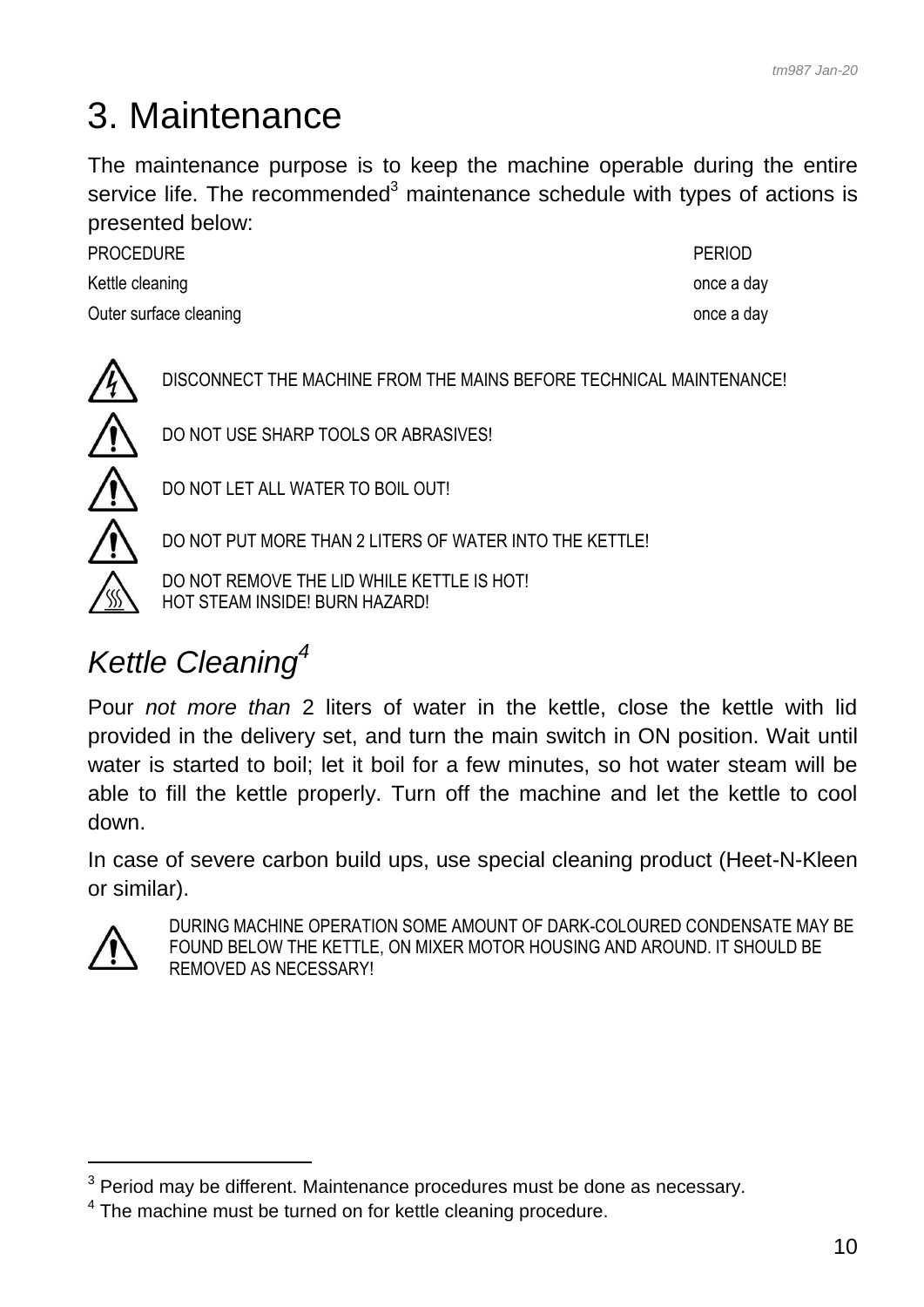# 3. Maintenance

The maintenance purpose is to keep the machine operable during the entire service life. The recommended[3] maintenance schedule with types of actions is presented below:

| PROCEDURE | PERIOD |
|---|---|
| Kettle cleaning | once a day |
| Outer surface cleaning | once a day |

DISCONNECT THE MACHINE FROM THE MAINS BEFORE TECHNICAL MAINTENANCE!

DO NOT USE SHARP TOOLS OR ABRASIVES!

DO NOT LET ALL WATER TO BOIL OUT!

DO NOT PUT MORE THAN 2 LITERS OF WATER INTO THE KETTLE!

DO NOT REMOVE THE LID WHILE KETTLE IS HOT!
HOT STEAM INSIDE! BURN HAZARD!

## *Kettle Cleaning*[4]

Pour *not more than* 2 liters of water in the kettle, close the kettle with lid provided in the delivery set, and turn the main switch in ON position. Wait until water is started to boil; let it boil for a few minutes, so hot water steam will be able to fill the kettle properly. Turn off the machine and let the kettle to cool down.

In case of severe carbon build ups, use special cleaning product (Heet-N-Kleen or similar).

DURING MACHINE OPERATION SOME AMOUNT OF DARK-COLOURED CONDENSATE MAY BE FOUND BELOW THE KETTLE, ON MIXER MOTOR HOUSING AND AROUND. IT SHOULD BE REMOVED AS NECESSARY!

---

[3] Period may be different. Maintenance procedures must be done as necessary.

[4] The machine must be turned on for kettle cleaning procedure.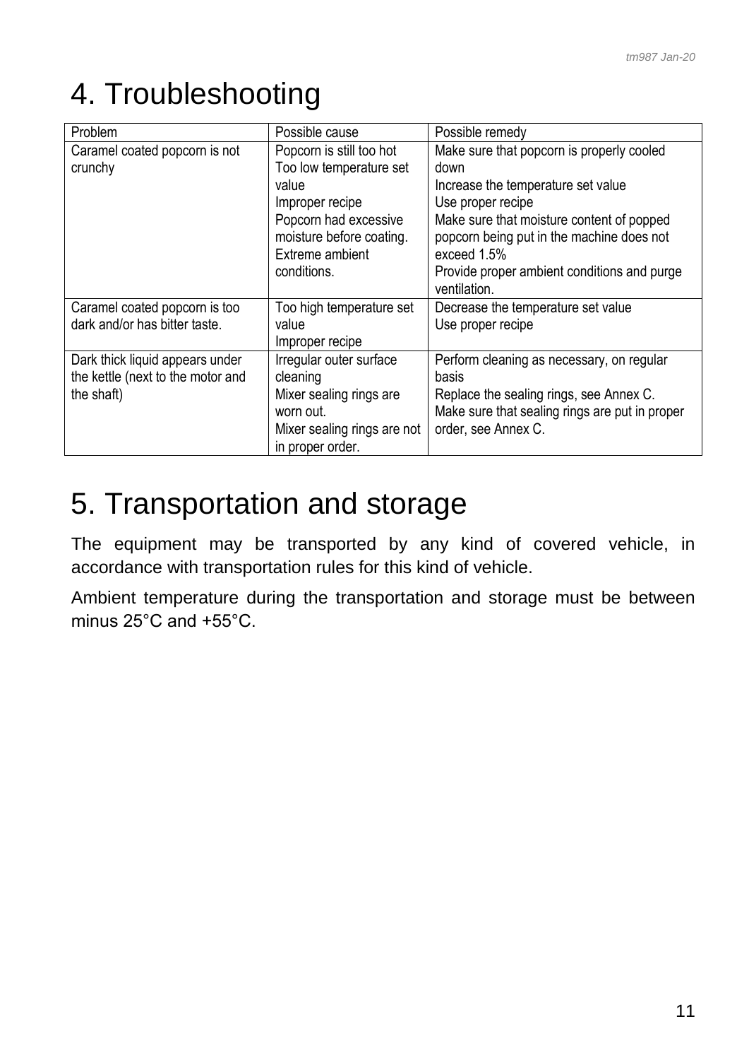# 4. Troubleshooting

| Problem | Possible cause | Possible remedy |
|---|---|---|
| Caramel coated popcorn is not crunchy | Popcorn is still too hot<br>Too low temperature set value<br>Improper recipe<br>Popcorn had excessive moisture before coating.<br>Extreme ambient conditions. | Make sure that popcorn is properly cooled down<br>Increase the temperature set value<br>Use proper recipe<br>Make sure that moisture content of popped popcorn being put in the machine does not exceed 1.5%<br>Provide proper ambient conditions and purge ventilation. |
| Caramel coated popcorn is too dark and/or has bitter taste. | Too high temperature set value<br>Improper recipe | Decrease the temperature set value<br>Use proper recipe |
| Dark thick liquid appears under the kettle (next to the motor and the shaft) | Irregular outer surface cleaning<br>Mixer sealing rings are worn out.<br>Mixer sealing rings are not in proper order. | Perform cleaning as necessary, on regular basis<br>Replace the sealing rings, see Annex C.<br>Make sure that sealing rings are put in proper order, see Annex C. |

# 5. Transportation and storage

The equipment may be transported by any kind of covered vehicle, in accordance with transportation rules for this kind of vehicle.

Ambient temperature during the transportation and storage must be between minus 25°C and +55°C.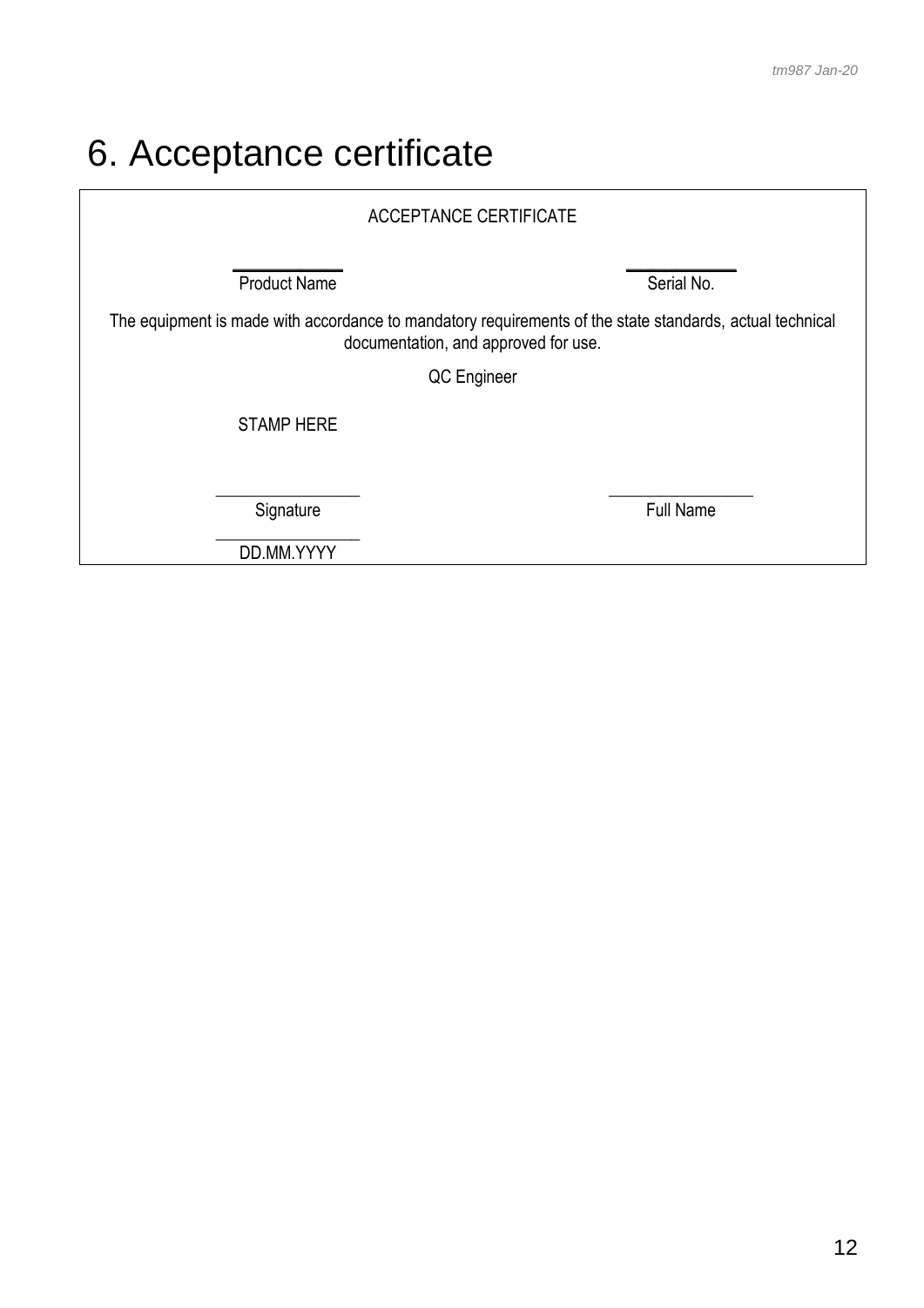# 6. Acceptance certificate

ACCEPTANCE CERTIFICATE

| ____________ | ____________ |
|---|---|
| Product Name | Serial No. |

The equipment is made with accordance to mandatory requirements of the state standards, actual technical documentation, and approved for use.

QC Engineer

STAMP HERE

| ________________ | ________________ |
|---|---|
| Signature | Full Name |
| ________________ | |
| DD.MM.YYYY | |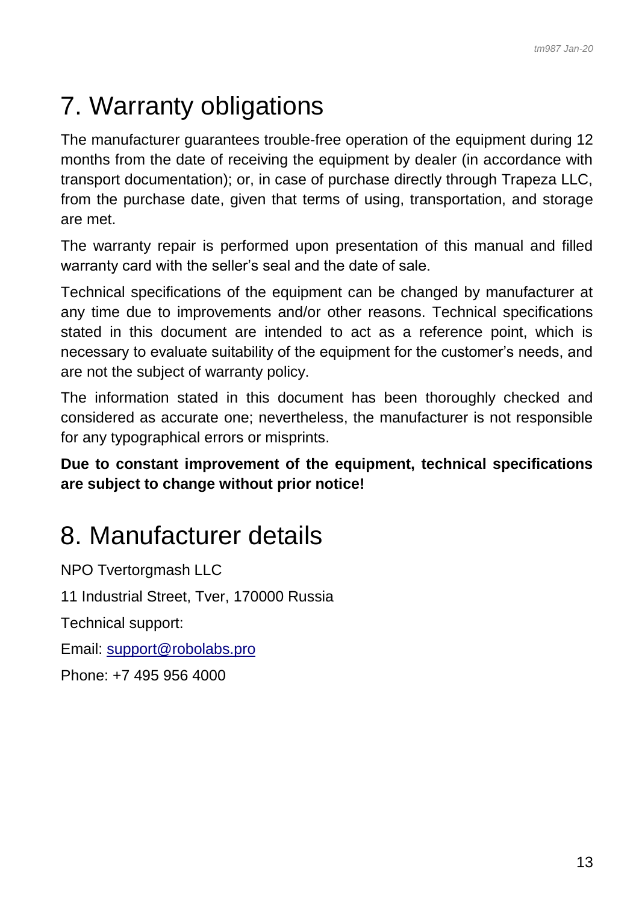# 7. Warranty obligations

The manufacturer guarantees trouble-free operation of the equipment during 12 months from the date of receiving the equipment by dealer (in accordance with transport documentation); or, in case of purchase directly through Trapeza LLC, from the purchase date, given that terms of using, transportation, and storage are met.

The warranty repair is performed upon presentation of this manual and filled warranty card with the seller's seal and the date of sale.

Technical specifications of the equipment can be changed by manufacturer at any time due to improvements and/or other reasons. Technical specifications stated in this document are intended to act as a reference point, which is necessary to evaluate suitability of the equipment for the customer's needs, and are not the subject of warranty policy.

The information stated in this document has been thoroughly checked and considered as accurate one; nevertheless, the manufacturer is not responsible for any typographical errors or misprints.

**Due to constant improvement of the equipment, technical specifications are subject to change without prior notice!**

# 8. Manufacturer details

NPO Tvertorgmash LLC

11 Industrial Street, Tver, 170000 Russia

Technical support:

Email: support@robolabs.pro

Phone: +7 495 956 4000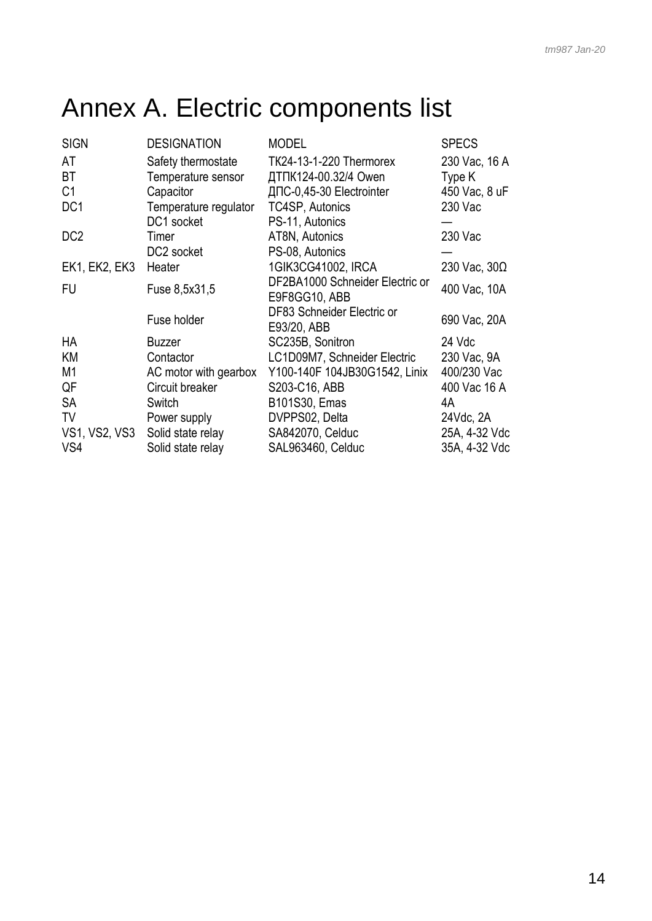# Annex A. Electric components list

| SIGN | DESIGNATION | MODEL | SPECS |
|---|---|---|---|
| AT | Safety thermostate | ТК24-13-1-220 Thermorex | 230 Vac, 16 A |
| BT | Temperature sensor | ДТПК124-00.32/4 Owen | Type K |
| C1 | Capacitor | ДПС-0,45-30 Electrointer | 450 Vac, 8 uF |
| DC1 | Temperature regulator | TC4SP, Autonics | 230 Vac |
| | DC1 socket | PS-11, Autonics | — |
| DC2 | Timer | AT8N, Autonics | 230 Vac |
| | DC2 socket | PS-08, Autonics | — |
| EK1, EK2, EK3 | Heater | 1GIK3CG41002, IRCA | 230 Vac, 30Ω |
| FU | Fuse 8,5x31,5 | DF2BA1000 Schneider Electric or E9F8GG10, ABB | 400 Vac, 10A |
| | Fuse holder | DF83 Schneider Electric or E93/20, ABB | 690 Vac, 20A |
| HA | Buzzer | SC235B, Sonitron | 24 Vdc |
| KM | Contactor | LC1D09M7, Schneider Electric | 230 Vac, 9A |
| M1 | AC motor with gearbox | Y100-140F 104JB30G1542, Linix | 400/230 Vac |
| QF | Circuit breaker | S203-C16, ABB | 400 Vac 16 A |
| SA | Switch | B101S30, Emas | 4A |
| TV | Power supply | DVPPS02, Delta | 24Vdc, 2A |
| VS1, VS2, VS3 | Solid state relay | SA842070, Celduc | 25A, 4-32 Vdc |
| VS4 | Solid state relay | SAL963460, Celduc | 35A, 4-32 Vdc |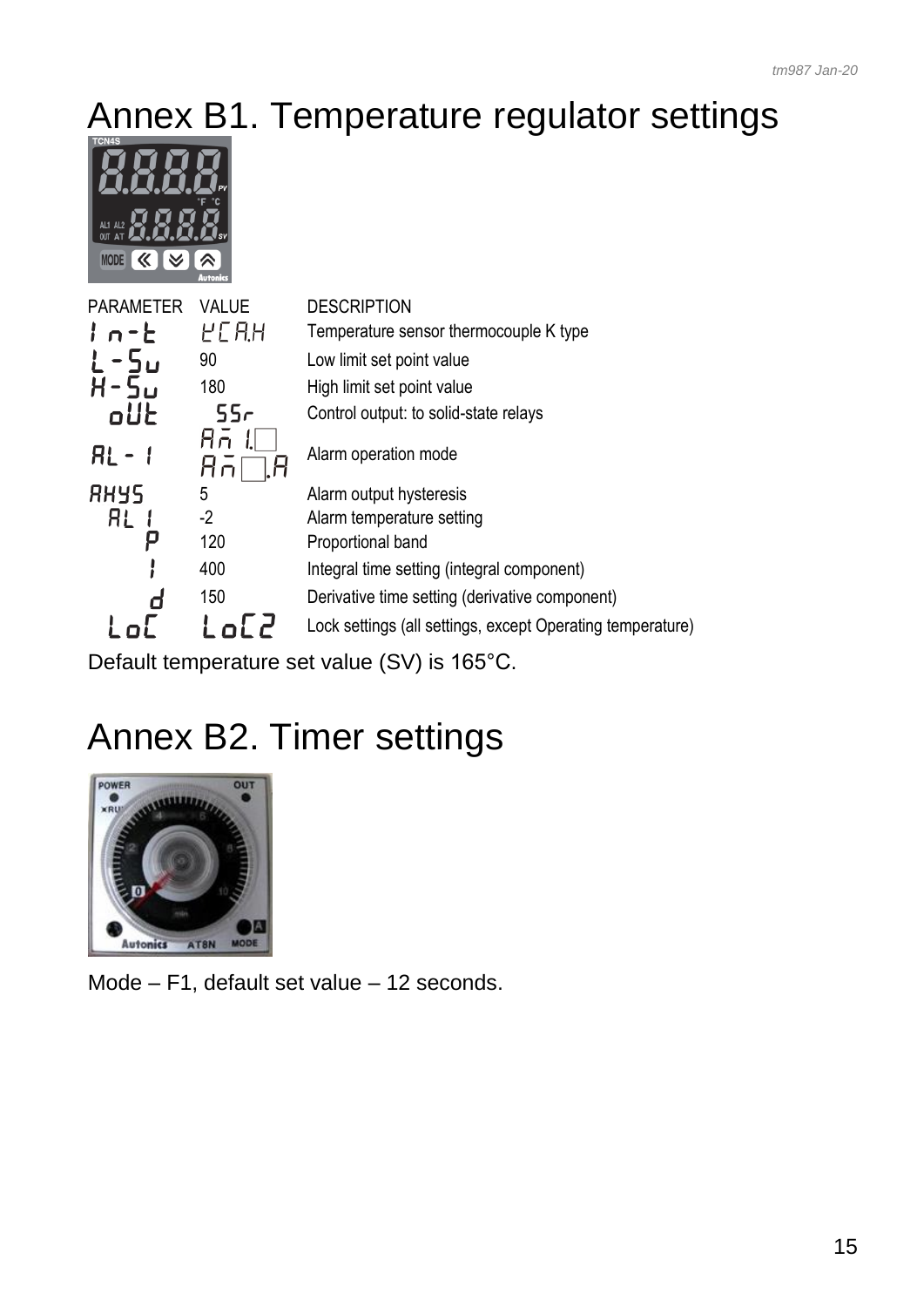# Annex B1. Temperature regulator settings

| PARAMETER | VALUE | DESCRIPTION |
|---|---|---|
| In-t | KCA.H | Temperature sensor thermocouple K type |
| L-Sv | 90 | Low limit set point value |
| H-Sv | 180 | High limit set point value |
| oUt | SSr | Control output: to solid-state relays |
| AL-1 | Am1.□ Am□.A | Alarm operation mode |
| AHYS | 5 | Alarm output hysteresis |
| AL1 | -2 | Alarm temperature setting |
| P | 120 | Proportional band |
| I | 400 | Integral time setting (integral component) |
| d | 150 | Derivative time setting (derivative component) |
| LoC | LoC2 | Lock settings (all settings, except Operating temperature) |

Default temperature set value (SV) is 165°C.

# Annex B2. Timer settings

Mode – F1, default set value – 12 seconds.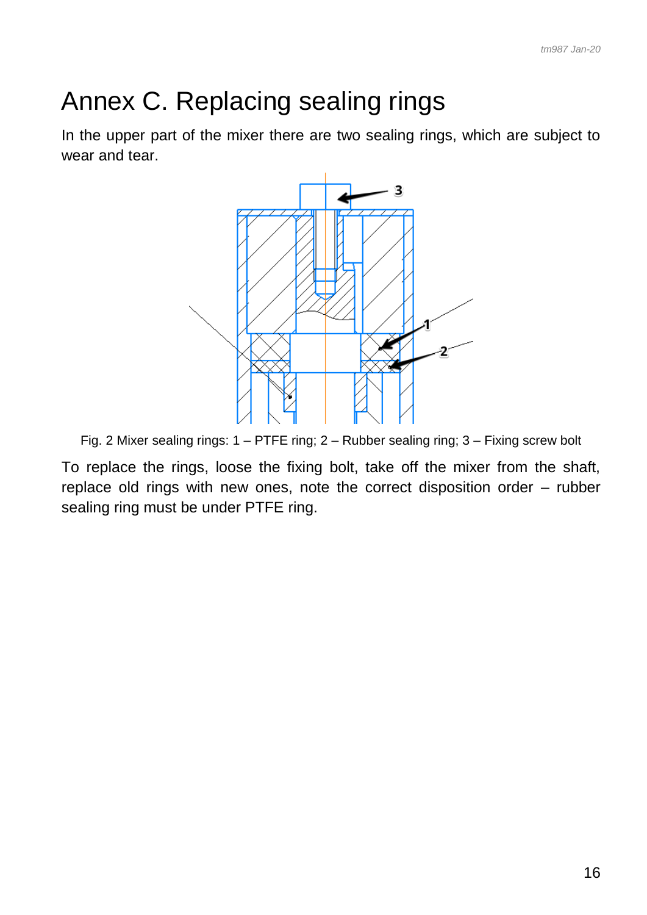# Annex C. Replacing sealing rings

In the upper part of the mixer there are two sealing rings, which are subject to wear and tear.

3

1

2

Fig. 2 Mixer sealing rings: 1 – PTFE ring; 2 – Rubber sealing ring; 3 – Fixing screw bolt

To replace the rings, loose the fixing bolt, take off the mixer from the shaft, replace old rings with new ones, note the correct disposition order – rubber sealing ring must be under PTFE ring.